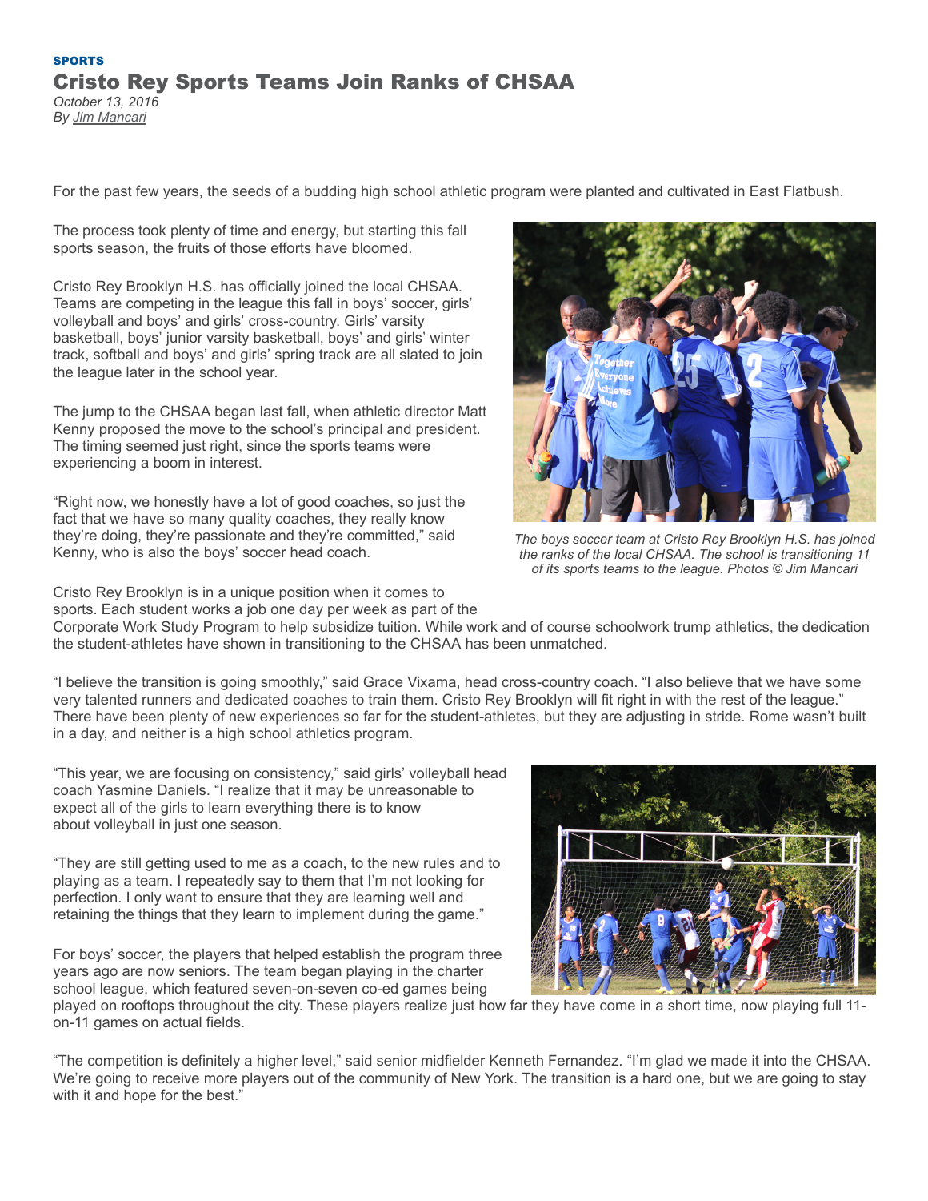SPORTS

# Cristo Rey Sports Teams Join Ranks of CHSAA

*October 13, 2016*
*By Jim Mancari*

For the past few years, the seeds of a budding high school athletic program were planted and cultivated in East Flatbush.

The process took plenty of time and energy, but starting this fall sports season, the fruits of those efforts have bloomed.

Cristo Rey Brooklyn H.S. has officially joined the local CHSAA. Teams are competing in the league this fall in boys' soccer, girls' volleyball and boys' and girls' cross-country. Girls' varsity basketball, boys' junior varsity basketball, boys' and girls' winter track, softball and boys' and girls' spring track are all slated to join the league later in the school year.

The jump to the CHSAA began last fall, when athletic director Matt Kenny proposed the move to the school's principal and president. The timing seemed just right, since the sports teams were experiencing a boom in interest.

"Right now, we honestly have a lot of good coaches, so just the fact that we have so many quality coaches, they really know they're doing, they're passionate and they're committed," said Kenny, who is also the boys' soccer head coach.

*The boys soccer team at Cristo Rey Brooklyn H.S. has joined the ranks of the local CHSAA. The school is transitioning 11 of its sports teams to the league. Photos © Jim Mancari*

Cristo Rey Brooklyn is in a unique position when it comes to sports. Each student works a job one day per week as part of the Corporate Work Study Program to help subsidize tuition. While work and of course schoolwork trump athletics, the dedication the student-athletes have shown in transitioning to the CHSAA has been unmatched.

"I believe the transition is going smoothly," said Grace Vixama, head cross-country coach. "I also believe that we have some very talented runners and dedicated coaches to train them. Cristo Rey Brooklyn will fit right in with the rest of the league." There have been plenty of new experiences so far for the student-athletes, but they are adjusting in stride. Rome wasn't built in a day, and neither is a high school athletics program.

"This year, we are focusing on consistency," said girls' volleyball head coach Yasmine Daniels. "I realize that it may be unreasonable to expect all of the girls to learn everything there is to know about volleyball in just one season.

"They are still getting used to me as a coach, to the new rules and to playing as a team. I repeatedly say to them that I'm not looking for perfection. I only want to ensure that they are learning well and retaining the things that they learn to implement during the game."

For boys' soccer, the players that helped establish the program three years ago are now seniors. The team began playing in the charter school league, which featured seven-on-seven co-ed games being played on rooftops throughout the city. These players realize just how far they have come in a short time, now playing full 11-on-11 games on actual fields.

"The competition is definitely a higher level," said senior midfielder Kenneth Fernandez. "I'm glad we made it into the CHSAA. We're going to receive more players out of the community of New York. The transition is a hard one, but we are going to stay with it and hope for the best."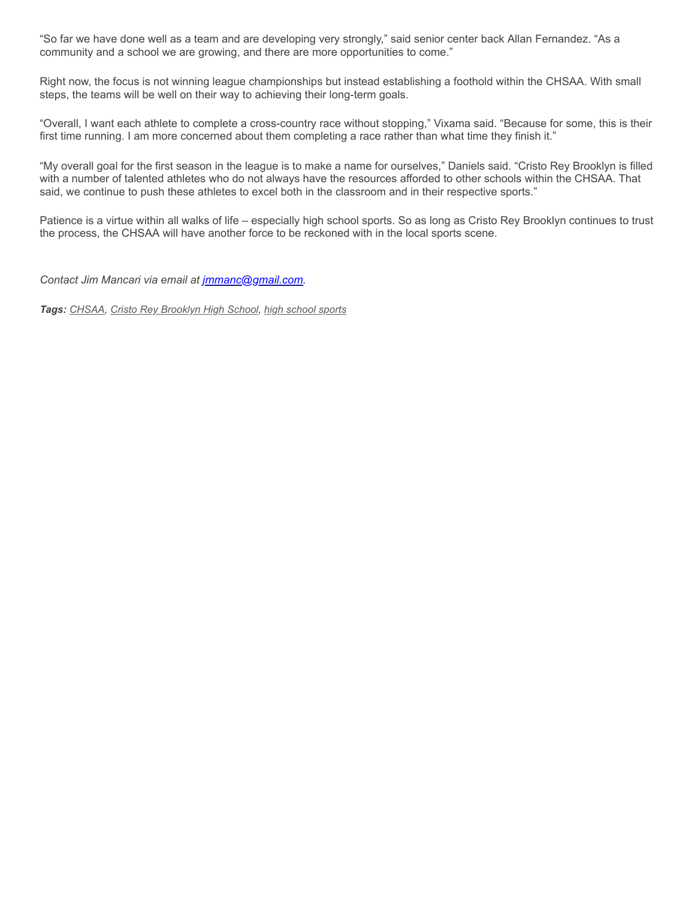"So far we have done well as a team and are developing very strongly," said senior center back Allan Fernandez. "As a community and a school we are growing, and there are more opportunities to come."

Right now, the focus is not winning league championships but instead establishing a foothold within the CHSAA. With small steps, the teams will be well on their way to achieving their long-term goals.

"Overall, I want each athlete to complete a cross-country race without stopping," Vixama said. "Because for some, this is their first time running. I am more concerned about them completing a race rather than what time they finish it."

"My overall goal for the first season in the league is to make a name for ourselves," Daniels said. "Cristo Rey Brooklyn is filled with a number of talented athletes who do not always have the resources afforded to other schools within the CHSAA. That said, we continue to push these athletes to excel both in the classroom and in their respective sports."

Patience is a virtue within all walks of life – especially high school sports. So as long as Cristo Rey Brooklyn continues to trust the process, the CHSAA will have another force to be reckoned with in the local sports scene.

*Contact Jim Mancari via email at [jmmanc@gmail.com](mailto:jmmanc@gmail.com).*

***Tags:*** *[CHSAA](), [Cristo Rey Brooklyn High School](), [high school sports]()*